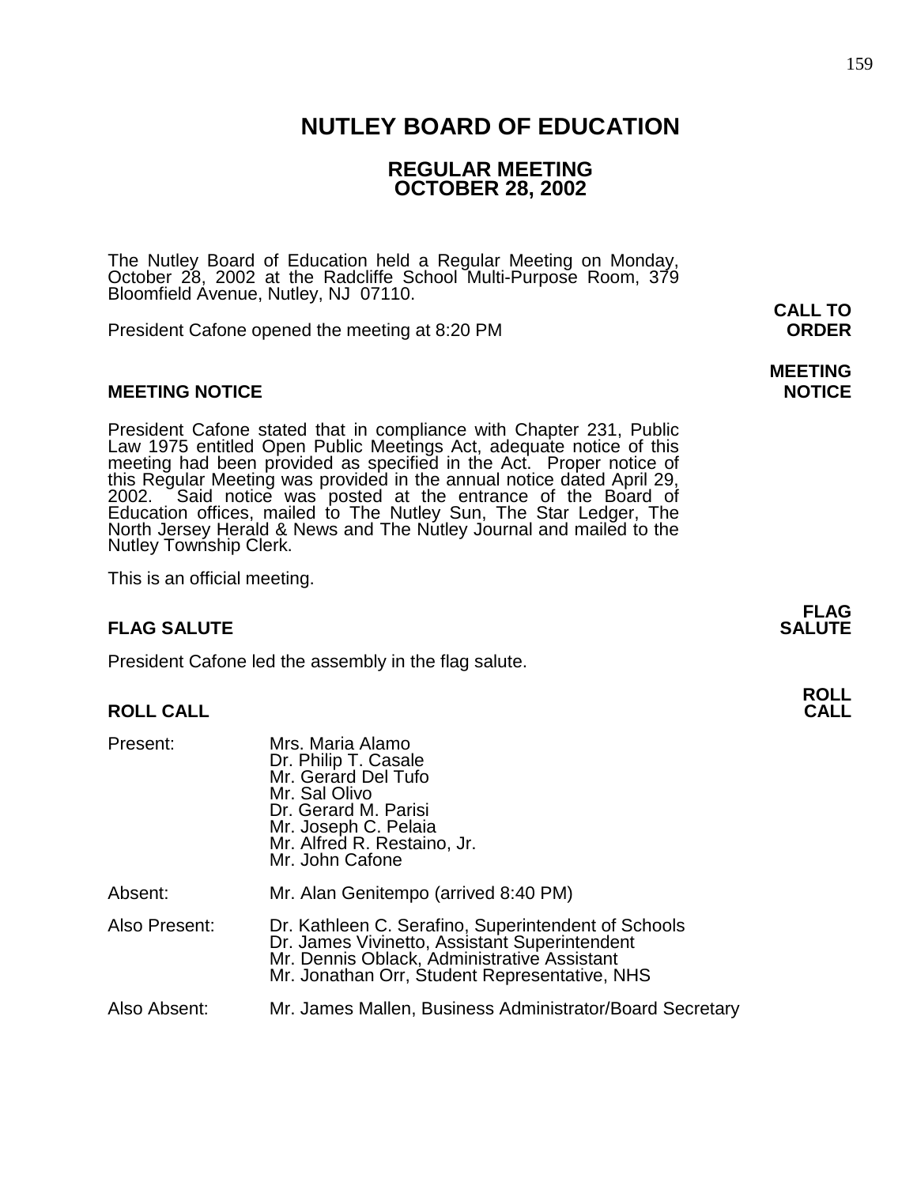# NUTLEY BOARD OF EDUCATION

## REGULAR MEETING
## OCTOBER 28, 2002

The Nutley Board of Education held a Regular Meeting on Monday, October 28, 2002 at the Radcliffe School Multi-Purpose Room, 379 Bloomfield Avenue, Nutley, NJ 07110.

**CALL TO ORDER**

President Cafone opened the meeting at 8:20 PM

**MEETING NOTICE**

### MEETING NOTICE

President Cafone stated that in compliance with Chapter 231, Public Law 1975 entitled Open Public Meetings Act, adequate notice of this meeting had been provided as specified in the Act. Proper notice of this Regular Meeting was provided in the annual notice dated April 29, 2002. Said notice was posted at the entrance of the Board of Education offices, mailed to The Nutley Sun, The Star Ledger, The North Jersey Herald & News and The Nutley Journal and mailed to the Nutley Township Clerk.

This is an official meeting.

**FLAG SALUTE**

### FLAG SALUTE

President Cafone led the assembly in the flag salute.

**ROLL CALL**

### ROLL CALL

| | |
|---|---|
| Present: | Mrs. Maria Alamo<br>Dr. Philip T. Casale<br>Mr. Gerard Del Tufo<br>Mr. Sal Olivo<br>Dr. Gerard M. Parisi<br>Mr. Joseph C. Pelaia<br>Mr. Alfred R. Restaino, Jr.<br>Mr. John Cafone |
| Absent: | Mr. Alan Genitempo (arrived 8:40 PM) |
| Also Present: | Dr. Kathleen C. Serafino, Superintendent of Schools<br>Dr. James Vivinetto, Assistant Superintendent<br>Mr. Dennis Oblack, Administrative Assistant<br>Mr. Jonathan Orr, Student Representative, NHS |
| Also Absent: | Mr. James Mallen, Business Administrator/Board Secretary |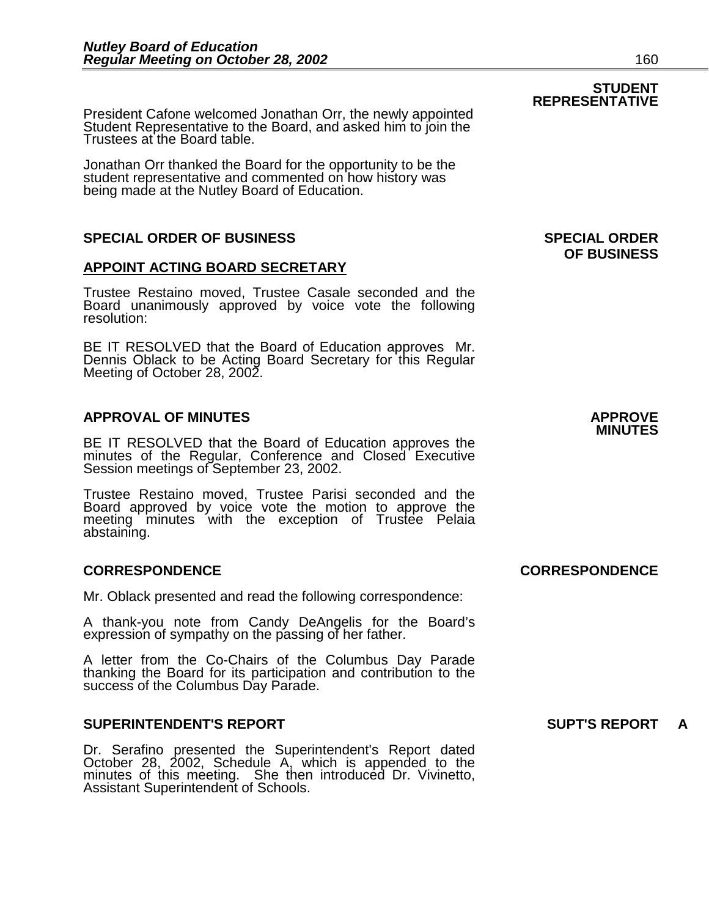**STUDENT REPRESENTATIVE**

President Cafone welcomed Jonathan Orr, the newly appointed Student Representative to the Board, and asked him to join the Trustees at the Board table.

Jonathan Orr thanked the Board for the opportunity to be the student representative and commented on how history was being made at the Nutley Board of Education.

## SPECIAL ORDER OF BUSINESS

**SPECIAL ORDER OF BUSINESS**

### APPOINT ACTING BOARD SECRETARY

Trustee Restaino moved, Trustee Casale seconded and the Board unanimously approved by voice vote the following resolution:

BE IT RESOLVED that the Board of Education approves Mr. Dennis Oblack to be Acting Board Secretary for this Regular Meeting of October 28, 2002.

## APPROVAL OF MINUTES

**APPROVE MINUTES**

BE IT RESOLVED that the Board of Education approves the minutes of the Regular, Conference and Closed Executive Session meetings of September 23, 2002.

Trustee Restaino moved, Trustee Parisi seconded and the Board approved by voice vote the motion to approve the meeting minutes with the exception of Trustee Pelaia abstaining.

## CORRESPONDENCE

**CORRESPONDENCE**

Mr. Oblack presented and read the following correspondence:

A thank-you note from Candy DeAngelis for the Board's expression of sympathy on the passing of her father.

A letter from the Co-Chairs of the Columbus Day Parade thanking the Board for its participation and contribution to the success of the Columbus Day Parade.

## SUPERINTENDENT'S REPORT

**SUPT'S REPORT A**

Dr. Serafino presented the Superintendent's Report dated October 28, 2002, Schedule A, which is appended to the minutes of this meeting. She then introduced Dr. Vivinetto, Assistant Superintendent of Schools.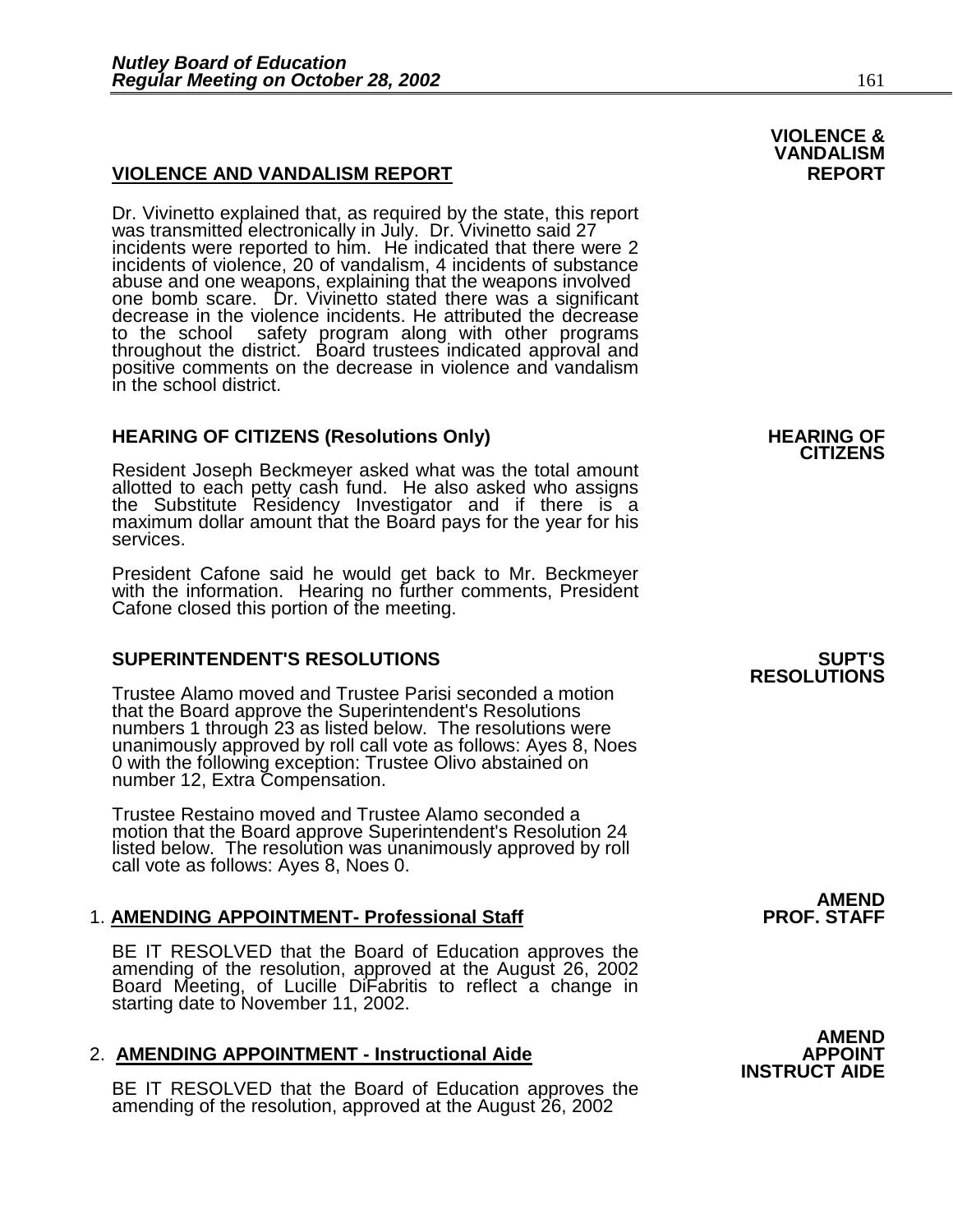## VIOLENCE AND VANDALISM REPORT

**VIOLENCE & VANDALISM REPORT**

Dr. Vivinetto explained that, as required by the state, this report was transmitted electronically in July. Dr. Vivinetto said 27 incidents were reported to him. He indicated that there were 2 incidents of violence, 20 of vandalism, 4 incidents of substance abuse and one weapons, explaining that the weapons involved one bomb scare. Dr. Vivinetto stated there was a significant decrease in the violence incidents. He attributed the decrease to the school safety program along with other programs throughout the district. Board trustees indicated approval and positive comments on the decrease in violence and vandalism in the school district.

## HEARING OF CITIZENS (Resolutions Only)

**HEARING OF CITIZENS**

Resident Joseph Beckmeyer asked what was the total amount allotted to each petty cash fund. He also asked who assigns the Substitute Residency Investigator and if there is a maximum dollar amount that the Board pays for the year for his services.

President Cafone said he would get back to Mr. Beckmeyer with the information. Hearing no further comments, President Cafone closed this portion of the meeting.

## SUPERINTENDENT'S RESOLUTIONS

**SUPT'S RESOLUTIONS**

Trustee Alamo moved and Trustee Parisi seconded a motion that the Board approve the Superintendent's Resolutions numbers 1 through 23 as listed below. The resolutions were unanimously approved by roll call vote as follows: Ayes 8, Noes 0 with the following exception: Trustee Olivo abstained on number 12, Extra Compensation.

Trustee Restaino moved and Trustee Alamo seconded a motion that the Board approve Superintendent's Resolution 24 listed below. The resolution was unanimously approved by roll call vote as follows: Ayes 8, Noes 0.

1. **AMENDING APPOINTMENT- Professional Staff**

   **AMEND PROF. STAFF**

   BE IT RESOLVED that the Board of Education approves the amending of the resolution, approved at the August 26, 2002 Board Meeting, of Lucille DiFabritis to reflect a change in starting date to November 11, 2002.

2. **AMENDING APPOINTMENT - Instructional Aide**

   **AMEND APPOINT INSTRUCT AIDE**

   BE IT RESOLVED that the Board of Education approves the amending of the resolution, approved at the August 26, 2002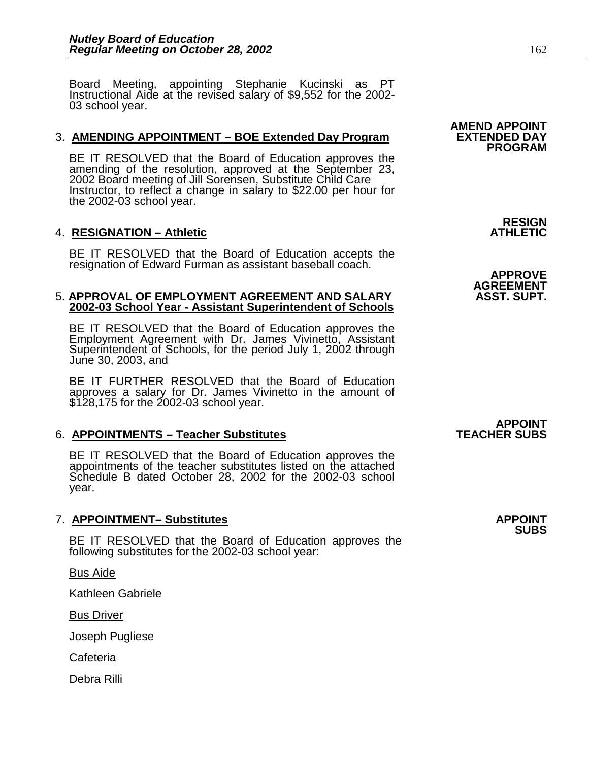Board Meeting, appointing Stephanie Kucinski as PT Instructional Aide at the revised salary of $9,552 for the 2002-03 school year.

3. **AMENDING APPOINTMENT – BOE Extended Day Program** **AMEND APPOINT EXTENDED DAY PROGRAM**

BE IT RESOLVED that the Board of Education approves the amending of the resolution, approved at the September 23, 2002 Board meeting of Jill Sorensen, Substitute Child Care Instructor, to reflect a change in salary to $22.00 per hour for the 2002-03 school year.

4. **RESIGNATION – Athletic** **RESIGN ATHLETIC**

BE IT RESOLVED that the Board of Education accepts the resignation of Edward Furman as assistant baseball coach.

5. **APPROVAL OF EMPLOYMENT AGREEMENT AND SALARY 2002-03 School Year - Assistant Superintendent of Schools** **APPROVE AGREEMENT ASST. SUPT.**

BE IT RESOLVED that the Board of Education approves the Employment Agreement with Dr. James Vivinetto, Assistant Superintendent of Schools, for the period July 1, 2002 through June 30, 2003, and

BE IT FURTHER RESOLVED that the Board of Education approves a salary for Dr. James Vivinetto in the amount of $128,175 for the 2002-03 school year.

6. **APPOINTMENTS – Teacher Substitutes** **APPOINT TEACHER SUBS**

BE IT RESOLVED that the Board of Education approves the appointments of the teacher substitutes listed on the attached Schedule B dated October 28, 2002 for the 2002-03 school year.

7. **APPOINTMENT– Substitutes** **APPOINT SUBS**

BE IT RESOLVED that the Board of Education approves the following substitutes for the 2002-03 school year:

Bus Aide

Kathleen Gabriele

Bus Driver

Joseph Pugliese

Cafeteria

Debra Rilli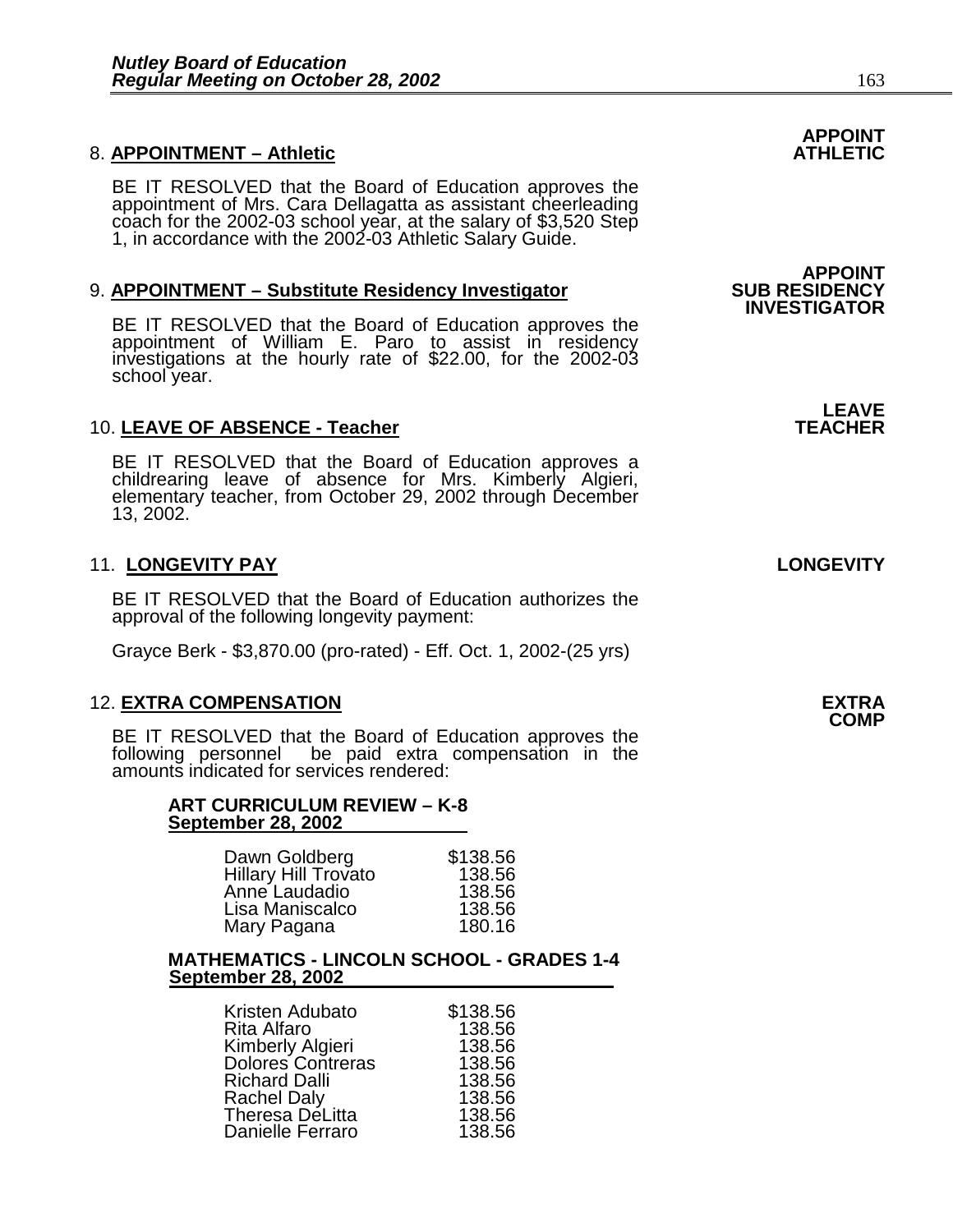## 8. APPOINTMENT – Athletic

**APPOINT ATHLETIC**

BE IT RESOLVED that the Board of Education approves the appointment of Mrs. Cara Dellagatta as assistant cheerleading coach for the 2002-03 school year, at the salary of $3,520 Step 1, in accordance with the 2002-03 Athletic Salary Guide.

## 9. APPOINTMENT – Substitute Residency Investigator

**APPOINT SUB RESIDENCY INVESTIGATOR**

BE IT RESOLVED that the Board of Education approves the appointment of William E. Paro to assist in residency investigations at the hourly rate of $22.00, for the 2002-03 school year.

## 10. LEAVE OF ABSENCE - Teacher

**LEAVE TEACHER**

BE IT RESOLVED that the Board of Education approves a childrearing leave of absence for Mrs. Kimberly Algieri, elementary teacher, from October 29, 2002 through December 13, 2002.

## 11. LONGEVITY PAY

**LONGEVITY**

BE IT RESOLVED that the Board of Education authorizes the approval of the following longevity payment:

Grayce Berk - $3,870.00 (pro-rated) - Eff. Oct. 1, 2002-(25 yrs)

## 12. EXTRA COMPENSATION

**EXTRA COMP**

BE IT RESOLVED that the Board of Education approves the following personnel be paid extra compensation in the amounts indicated for services rendered:

**ART CURRICULUM REVIEW – K-8**
**September 28, 2002**

| Name | Amount |
|---|---|
| Dawn Goldberg | $138.56 |
| Hillary Hill Trovato | 138.56 |
| Anne Laudadio | 138.56 |
| Lisa Maniscalco | 138.56 |
| Mary Pagana | 180.16 |

**MATHEMATICS - LINCOLN SCHOOL - GRADES 1-4**
**September 28, 2002**

| Name | Amount |
|---|---|
| Kristen Adubato | $138.56 |
| Rita Alfaro | 138.56 |
| Kimberly Algieri | 138.56 |
| Dolores Contreras | 138.56 |
| Richard Dalli | 138.56 |
| Rachel Daly | 138.56 |
| Theresa DeLitta | 138.56 |
| Danielle Ferraro | 138.56 |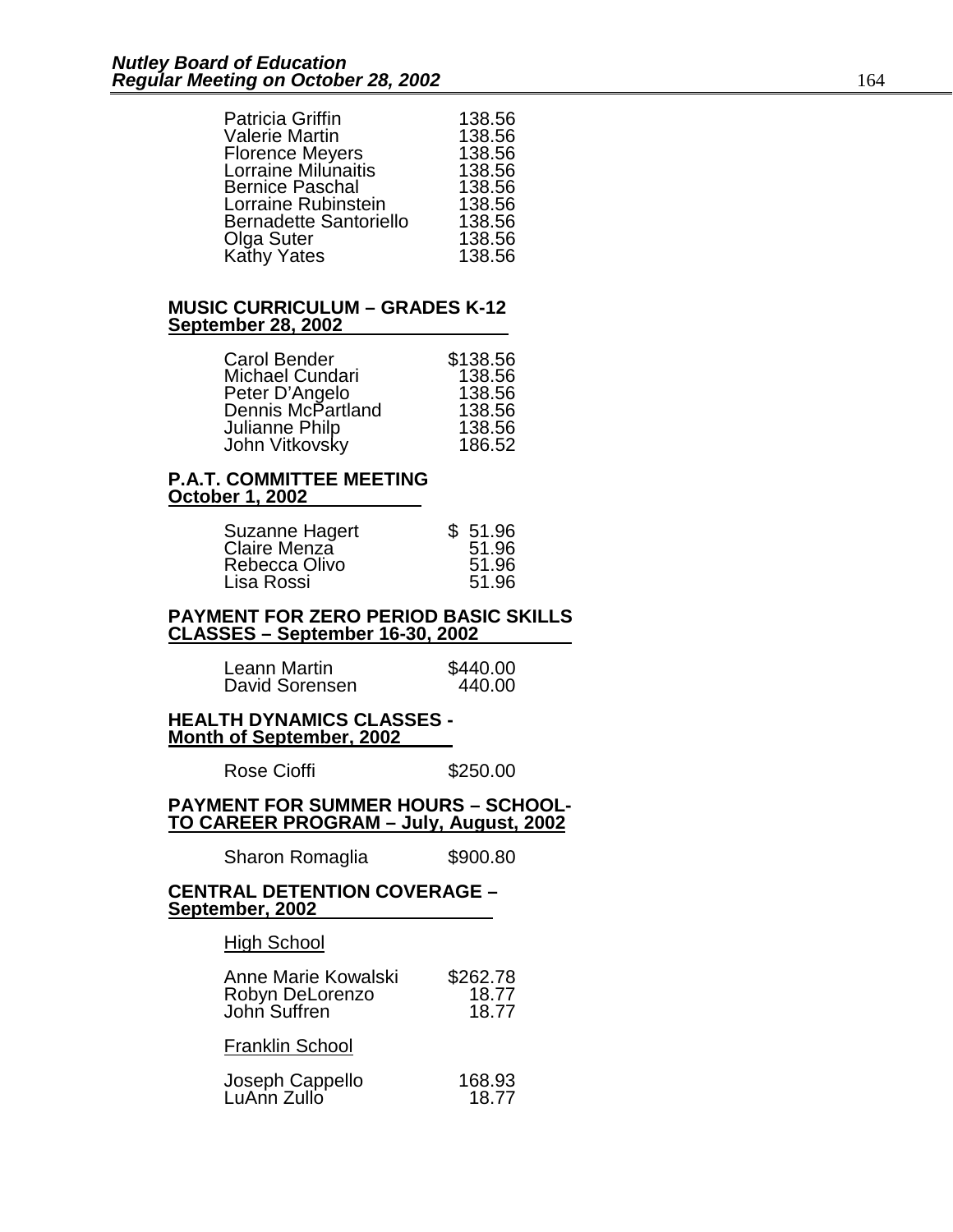| | |
|---|---|
| Patricia Griffin | 138.56 |
| Valerie Martin | 138.56 |
| Florence Meyers | 138.56 |
| Lorraine Milunaitis | 138.56 |
| Bernice Paschal | 138.56 |
| Lorraine Rubinstein | 138.56 |
| Bernadette Santoriello | 138.56 |
| Olga Suter | 138.56 |
| Kathy Yates | 138.56 |

**MUSIC CURRICULUM – GRADES K-12**
**September 28, 2002**

| | |
|---|---|
| Carol Bender | $138.56 |
| Michael Cundari | 138.56 |
| Peter D'Angelo | 138.56 |
| Dennis McPartland | 138.56 |
| Julianne Philp | 138.56 |
| John Vitkovsky | 186.52 |

**P.A.T. COMMITTEE MEETING**
**October 1, 2002**

| | |
|---|---|
| Suzanne Hagert | $ 51.96 |
| Claire Menza | 51.96 |
| Rebecca Olivo | 51.96 |
| Lisa Rossi | 51.96 |

**PAYMENT FOR ZERO PERIOD BASIC SKILLS CLASSES – September 16-30, 2002**

| | |
|---|---|
| Leann Martin | $440.00 |
| David Sorensen | 440.00 |

**HEALTH DYNAMICS CLASSES -**
**Month of September, 2002**

| | |
|---|---|
| Rose Cioffi | $250.00 |

**PAYMENT FOR SUMMER HOURS – SCHOOL-TO CAREER PROGRAM – July, August, 2002**

| | |
|---|---|
| Sharon Romaglia | $900.80 |

**CENTRAL DETENTION COVERAGE –**
**September, 2002**

High School

| | |
|---|---|
| Anne Marie Kowalski | $262.78 |
| Robyn DeLorenzo | 18.77 |
| John Suffren | 18.77 |

Franklin School

| | |
|---|---|
| Joseph Cappello | 168.93 |
| LuAnn Zullo | 18.77 |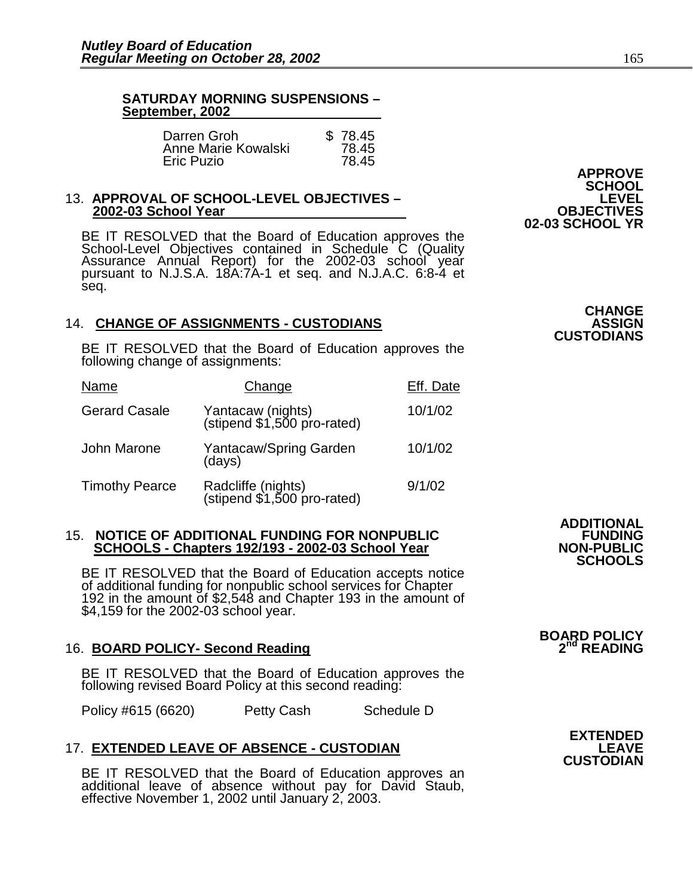**SATURDAY MORNING SUSPENSIONS – September, 2002**

| | |
|---|---|
| Darren Groh | $ 78.45 |
| Anne Marie Kowalski | 78.45 |
| Eric Puzio | 78.45 |

**APPROVE SCHOOL LEVEL OBJECTIVES 02-03 SCHOOL YR**

13. **APPROVAL OF SCHOOL-LEVEL OBJECTIVES – 2002-03 School Year**

BE IT RESOLVED that the Board of Education approves the School-Level Objectives contained in Schedule C (Quality Assurance Annual Report) for the 2002-03 school year pursuant to N.J.S.A. 18A:7A-1 et seq. and N.J.A.C. 6:8-4 et seq.

**CHANGE ASSIGN CUSTODIANS**

14. **CHANGE OF ASSIGNMENTS - CUSTODIANS**

BE IT RESOLVED that the Board of Education approves the following change of assignments:

| Name | Change | Eff. Date |
|---|---|---|
| Gerard Casale | Yantacaw (nights) (stipend $1,500 pro-rated) | 10/1/02 |
| John Marone | Yantacaw/Spring Garden (days) | 10/1/02 |
| Timothy Pearce | Radcliffe (nights) (stipend $1,500 pro-rated) | 9/1/02 |

**ADDITIONAL FUNDING NON-PUBLIC SCHOOLS**

15. **NOTICE OF ADDITIONAL FUNDING FOR NONPUBLIC SCHOOLS - Chapters 192/193 - 2002-03 School Year**

BE IT RESOLVED that the Board of Education accepts notice of additional funding for nonpublic school services for Chapter 192 in the amount of $2,548 and Chapter 193 in the amount of $4,159 for the 2002-03 school year.

**BOARD POLICY 2nd READING**

16. **BOARD POLICY- Second Reading**

BE IT RESOLVED that the Board of Education approves the following revised Board Policy at this second reading:

| | | |
|---|---|---|
| Policy #615 (6620) | Petty Cash | Schedule D |

**EXTENDED LEAVE CUSTODIAN**

17. **EXTENDED LEAVE OF ABSENCE - CUSTODIAN**

BE IT RESOLVED that the Board of Education approves an additional leave of absence without pay for David Staub, effective November 1, 2002 until January 2, 2003.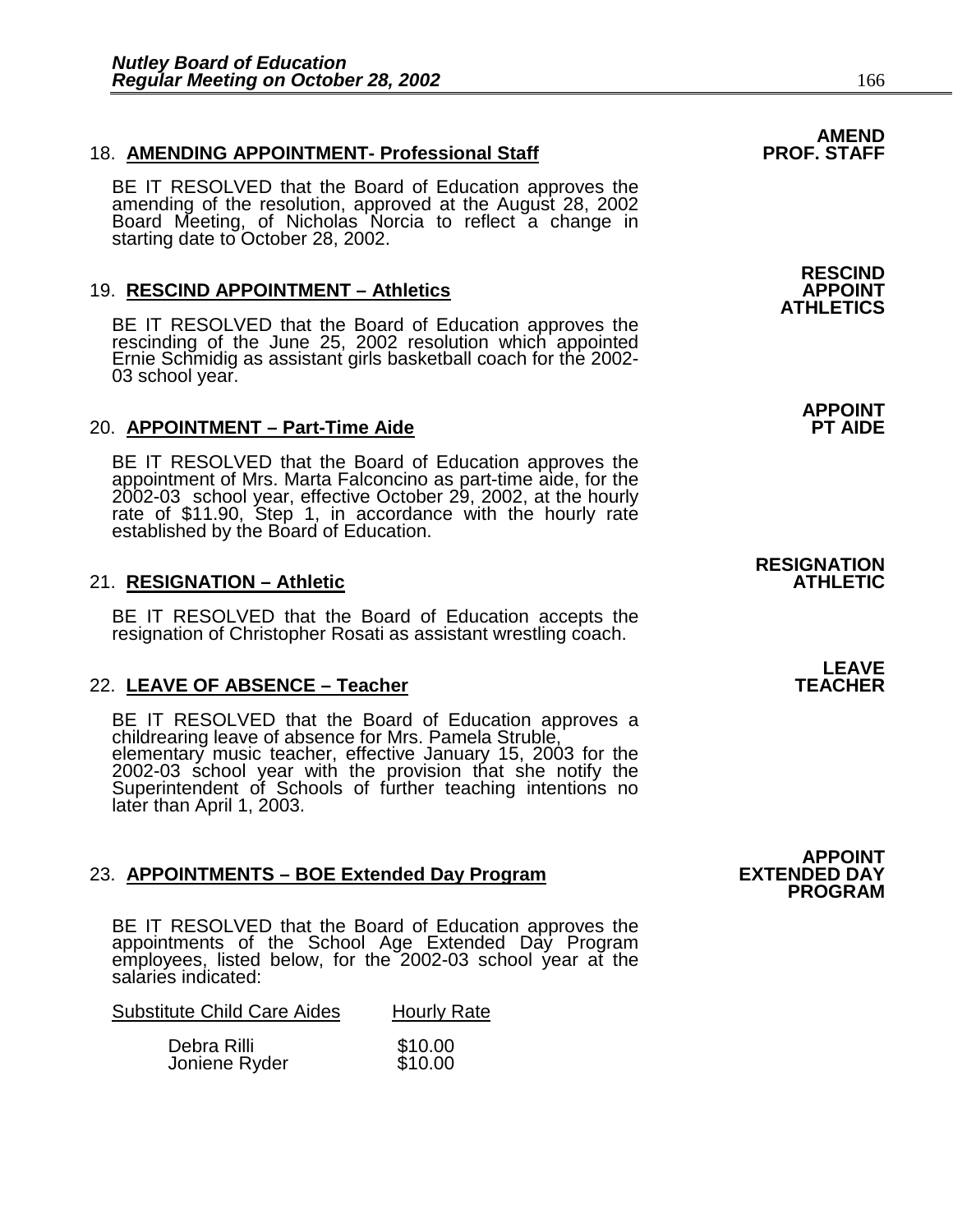18. **AMENDING APPOINTMENT- Professional Staff** **AMEND PROF. STAFF**

BE IT RESOLVED that the Board of Education approves the amending of the resolution, approved at the August 28, 2002 Board Meeting, of Nicholas Norcia to reflect a change in starting date to October 28, 2002.

19. **RESCIND APPOINTMENT – Athletics** **RESCIND APPOINT ATHLETICS**

BE IT RESOLVED that the Board of Education approves the rescinding of the June 25, 2002 resolution which appointed Ernie Schmidig as assistant girls basketball coach for the 2002-03 school year.

20. **APPOINTMENT – Part-Time Aide** **APPOINT PT AIDE**

BE IT RESOLVED that the Board of Education approves the appointment of Mrs. Marta Falconcino as part-time aide, for the 2002-03 school year, effective October 29, 2002, at the hourly rate of $11.90, Step 1, in accordance with the hourly rate established by the Board of Education.

21. **RESIGNATION – Athletic** **RESIGNATION ATHLETIC**

BE IT RESOLVED that the Board of Education accepts the resignation of Christopher Rosati as assistant wrestling coach.

22. **LEAVE OF ABSENCE – Teacher** **LEAVE TEACHER**

BE IT RESOLVED that the Board of Education approves a childrearing leave of absence for Mrs. Pamela Struble, elementary music teacher, effective January 15, 2003 for the 2002-03 school year with the provision that she notify the Superintendent of Schools of further teaching intentions no later than April 1, 2003.

23. **APPOINTMENTS – BOE Extended Day Program** **APPOINT EXTENDED DAY PROGRAM**

BE IT RESOLVED that the Board of Education approves the appointments of the School Age Extended Day Program employees, listed below, for the 2002-03 school year at the salaries indicated:

| Substitute Child Care Aides | Hourly Rate |
|---|---|
| Debra Rilli | $10.00 |
| Joniene Ryder | $10.00 |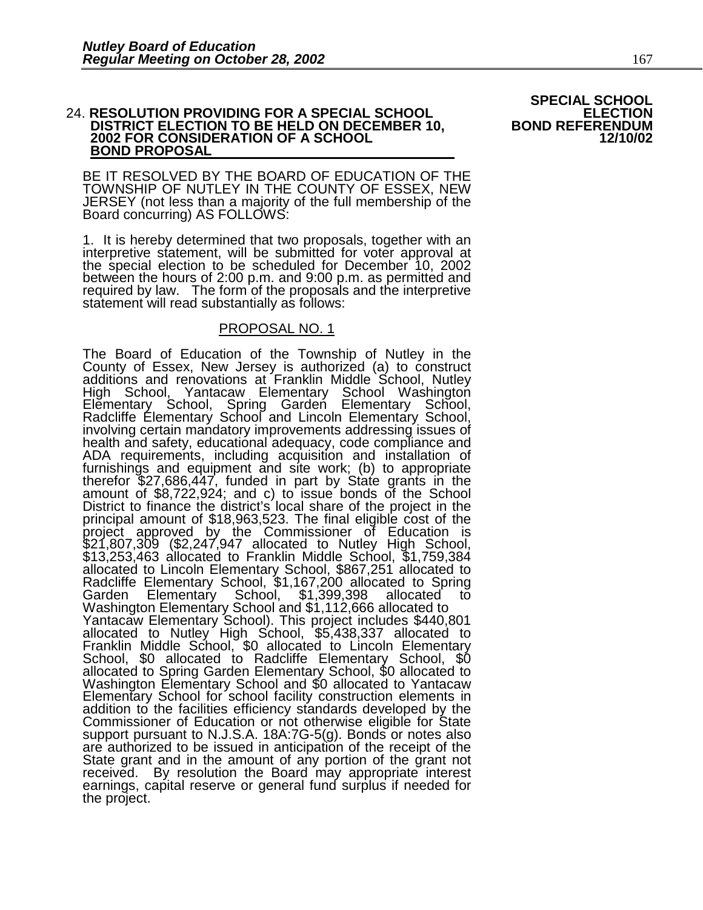**SPECIAL SCHOOL ELECTION BOND REFERENDUM 12/10/02**

24. **RESOLUTION PROVIDING FOR A SPECIAL SCHOOL DISTRICT ELECTION TO BE HELD ON DECEMBER 10, 2002 FOR CONSIDERATION OF A SCHOOL BOND PROPOSAL**

BE IT RESOLVED BY THE BOARD OF EDUCATION OF THE TOWNSHIP OF NUTLEY IN THE COUNTY OF ESSEX, NEW JERSEY (not less than a majority of the full membership of the Board concurring) AS FOLLOWS:

1. It is hereby determined that two proposals, together with an interpretive statement, will be submitted for voter approval at the special election to be scheduled for December 10, 2002 between the hours of 2:00 p.m. and 9:00 p.m. as permitted and required by law. The form of the proposals and the interpretive statement will read substantially as follows:

PROPOSAL NO. 1

The Board of Education of the Township of Nutley in the County of Essex, New Jersey is authorized (a) to construct additions and renovations at Franklin Middle School, Nutley High School, Yantacaw Elementary School Washington Elementary School, Spring Garden Elementary School, Radcliffe Elementary School and Lincoln Elementary School, involving certain mandatory improvements addressing issues of health and safety, educational adequacy, code compliance and ADA requirements, including acquisition and installation of furnishings and equipment and site work; (b) to appropriate therefor $27,686,447, funded in part by State grants in the amount of $8,722,924; and c) to issue bonds of the School District to finance the district's local share of the project in the principal amount of $18,963,523. The final eligible cost of the project approved by the Commissioner of Education is $21,807,309 ($2,247,947 allocated to Nutley High School, $13,253,463 allocated to Franklin Middle School, $1,759,384 allocated to Lincoln Elementary School, $867,251 allocated to Radcliffe Elementary School, $1,167,200 allocated to Spring Garden Elementary School, $1,399,398 allocated to Washington Elementary School and $1,112,666 allocated to Yantacaw Elementary School). This project includes $440,801 allocated to Nutley High School, $5,438,337 allocated to Franklin Middle School, $0 allocated to Lincoln Elementary School, $0 allocated to Radcliffe Elementary School, $0 allocated to Spring Garden Elementary School, $0 allocated to Washington Elementary School and $0 allocated to Yantacaw Elementary School for school facility construction elements in addition to the facilities efficiency standards developed by the Commissioner of Education or not otherwise eligible for State support pursuant to N.J.S.A. 18A:7G-5(g). Bonds or notes also are authorized to be issued in anticipation of the receipt of the State grant and in the amount of any portion of the grant not received. By resolution the Board may appropriate interest earnings, capital reserve or general fund surplus if needed for the project.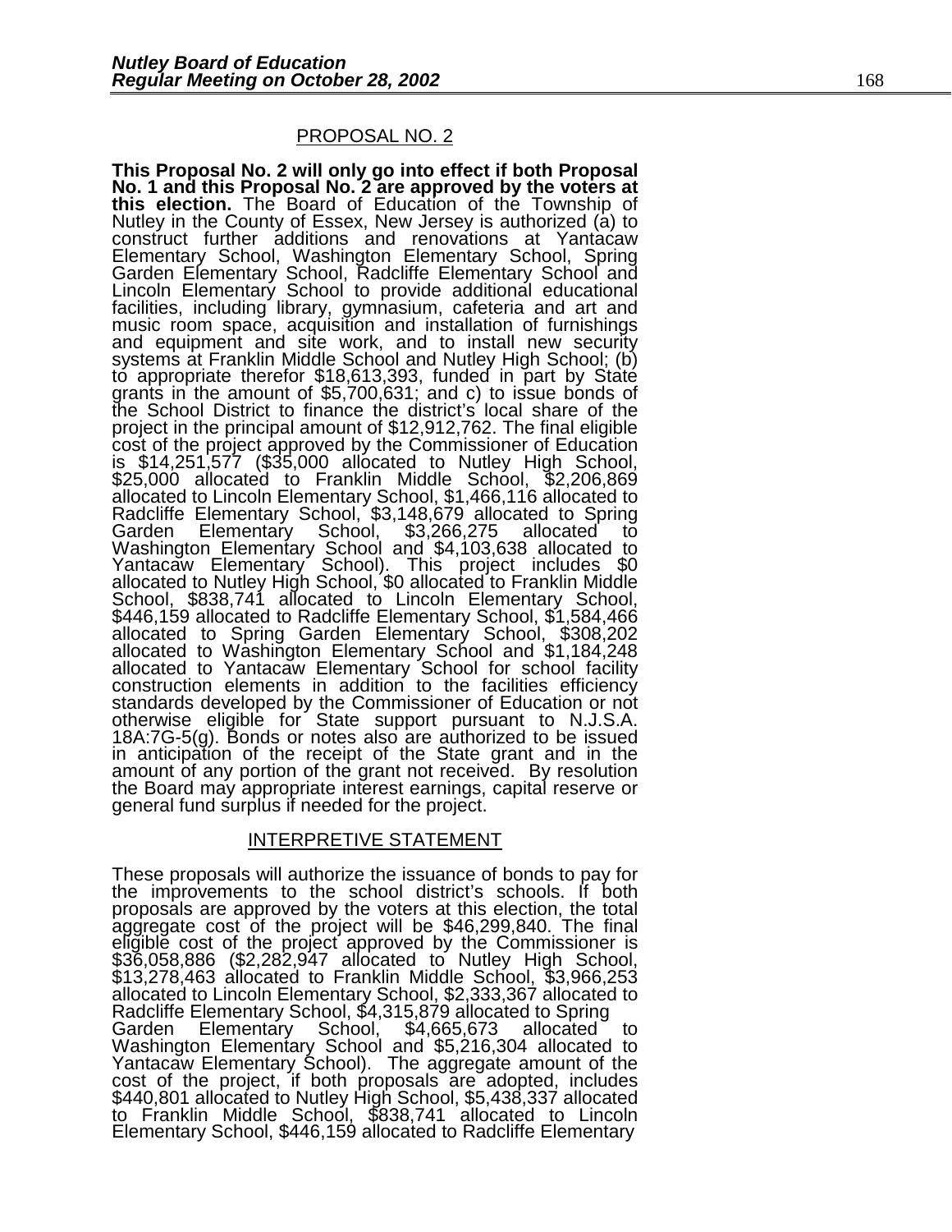## PROPOSAL NO. 2

**This Proposal No. 2 will only go into effect if both Proposal No. 1 and this Proposal No. 2 are approved by the voters at this election.** The Board of Education of the Township of Nutley in the County of Essex, New Jersey is authorized (a) to construct further additions and renovations at Yantacaw Elementary School, Washington Elementary School, Spring Garden Elementary School, Radcliffe Elementary School and Lincoln Elementary School to provide additional educational facilities, including library, gymnasium, cafeteria and art and music room space, acquisition and installation of furnishings and equipment and site work, and to install new security systems at Franklin Middle School and Nutley High School; (b) to appropriate therefor $18,613,393, funded in part by State grants in the amount of $5,700,631; and c) to issue bonds of the School District to finance the district's local share of the project in the principal amount of $12,912,762. The final eligible cost of the project approved by the Commissioner of Education is $14,251,577 ($35,000 allocated to Nutley High School, $25,000 allocated to Franklin Middle School, $2,206,869 allocated to Lincoln Elementary School, $1,466,116 allocated to Radcliffe Elementary School, $3,148,679 allocated to Spring Garden Elementary School, $3,266,275 allocated to Washington Elementary School and $4,103,638 allocated to Yantacaw Elementary School). This project includes $0 allocated to Nutley High School, $0 allocated to Franklin Middle School, $838,741 allocated to Lincoln Elementary School, $446,159 allocated to Radcliffe Elementary School, $1,584,466 allocated to Spring Garden Elementary School, $308,202 allocated to Washington Elementary School and $1,184,248 allocated to Yantacaw Elementary School for school facility construction elements in addition to the facilities efficiency standards developed by the Commissioner of Education or not otherwise eligible for State support pursuant to N.J.S.A. 18A:7G-5(g). Bonds or notes also are authorized to be issued in anticipation of the receipt of the State grant and in the amount of any portion of the grant not received. By resolution the Board may appropriate interest earnings, capital reserve or general fund surplus if needed for the project.

## INTERPRETIVE STATEMENT

These proposals will authorize the issuance of bonds to pay for the improvements to the school district's schools. If both proposals are approved by the voters at this election, the total aggregate cost of the project will be $46,299,840. The final eligible cost of the project approved by the Commissioner is $36,058,886 ($2,282,947 allocated to Nutley High School, $13,278,463 allocated to Franklin Middle School, $3,966,253 allocated to Lincoln Elementary School, $2,333,367 allocated to Radcliffe Elementary School, $4,315,879 allocated to Spring Garden Elementary School, $4,665,673 allocated to Washington Elementary School and $5,216,304 allocated to Yantacaw Elementary School). The aggregate amount of the cost of the project, if both proposals are adopted, includes $440,801 allocated to Nutley High School, $5,438,337 allocated to Franklin Middle School, $838,741 allocated to Lincoln Elementary School, $446,159 allocated to Radcliffe Elementary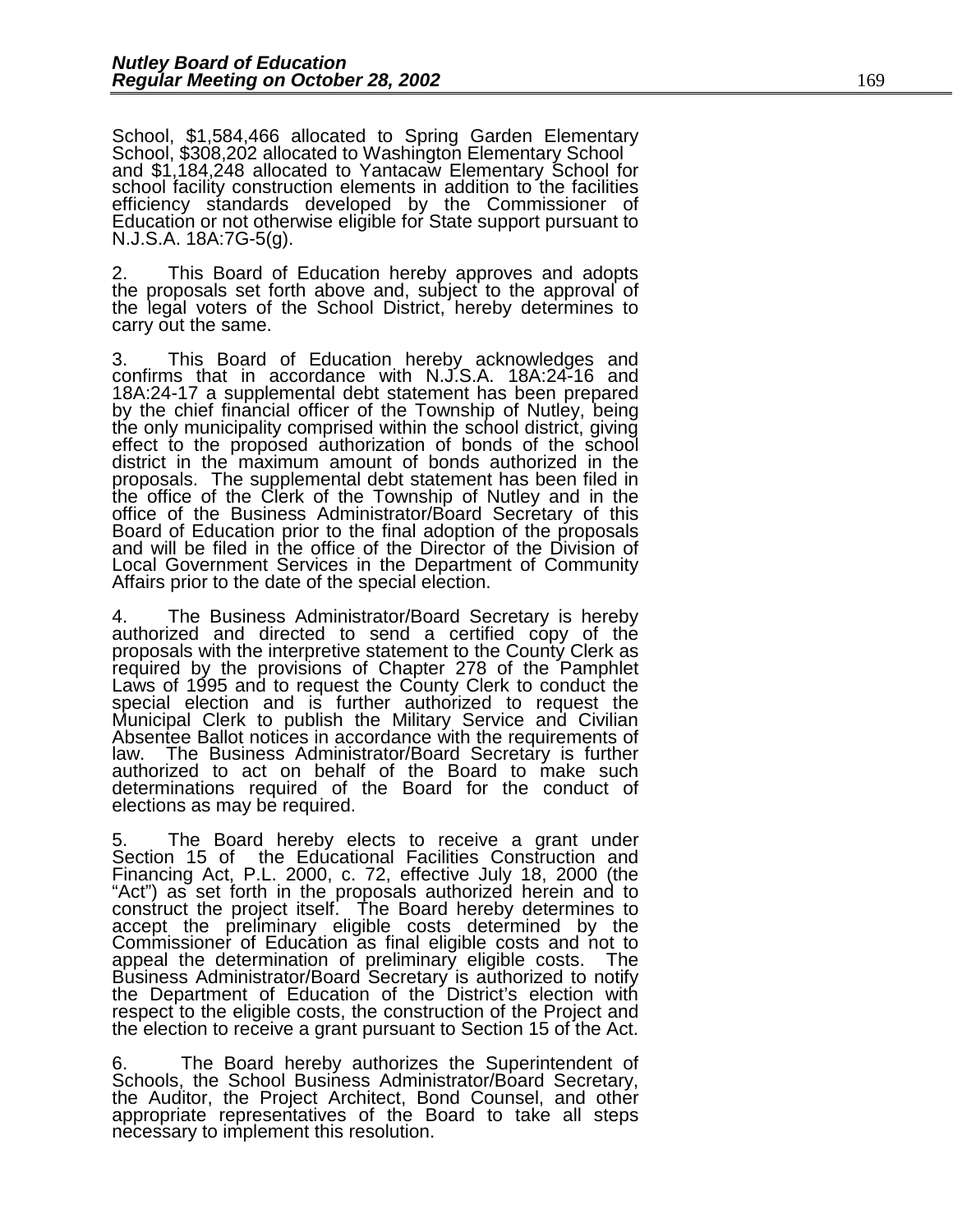School, $1,584,466 allocated to Spring Garden Elementary School, $308,202 allocated to Washington Elementary School and $1,184,248 allocated to Yantacaw Elementary School for school facility construction elements in addition to the facilities efficiency standards developed by the Commissioner of Education or not otherwise eligible for State support pursuant to N.J.S.A. 18A:7G-5(g).

2. This Board of Education hereby approves and adopts the proposals set forth above and, subject to the approval of the legal voters of the School District, hereby determines to carry out the same.

3. This Board of Education hereby acknowledges and confirms that in accordance with N.J.S.A. 18A:24-16 and 18A:24-17 a supplemental debt statement has been prepared by the chief financial officer of the Township of Nutley, being the only municipality comprised within the school district, giving effect to the proposed authorization of bonds of the school district in the maximum amount of bonds authorized in the proposals. The supplemental debt statement has been filed in the office of the Clerk of the Township of Nutley and in the office of the Business Administrator/Board Secretary of this Board of Education prior to the final adoption of the proposals and will be filed in the office of the Director of the Division of Local Government Services in the Department of Community Affairs prior to the date of the special election.

4. The Business Administrator/Board Secretary is hereby authorized and directed to send a certified copy of the proposals with the interpretive statement to the County Clerk as required by the provisions of Chapter 278 of the Pamphlet Laws of 1995 and to request the County Clerk to conduct the special election and is further authorized to request the Municipal Clerk to publish the Military Service and Civilian Absentee Ballot notices in accordance with the requirements of law. The Business Administrator/Board Secretary is further authorized to act on behalf of the Board to make such determinations required of the Board for the conduct of elections as may be required.

5. The Board hereby elects to receive a grant under Section 15 of the Educational Facilities Construction and Financing Act, P.L. 2000, c. 72, effective July 18, 2000 (the "Act") as set forth in the proposals authorized herein and to construct the project itself. The Board hereby determines to accept the preliminary eligible costs determined by the Commissioner of Education as final eligible costs and not to appeal the determination of preliminary eligible costs. The Business Administrator/Board Secretary is authorized to notify the Department of Education of the District's election with respect to the eligible costs, the construction of the Project and the election to receive a grant pursuant to Section 15 of the Act.

6. The Board hereby authorizes the Superintendent of Schools, the School Business Administrator/Board Secretary, the Auditor, the Project Architect, Bond Counsel, and other appropriate representatives of the Board to take all steps necessary to implement this resolution.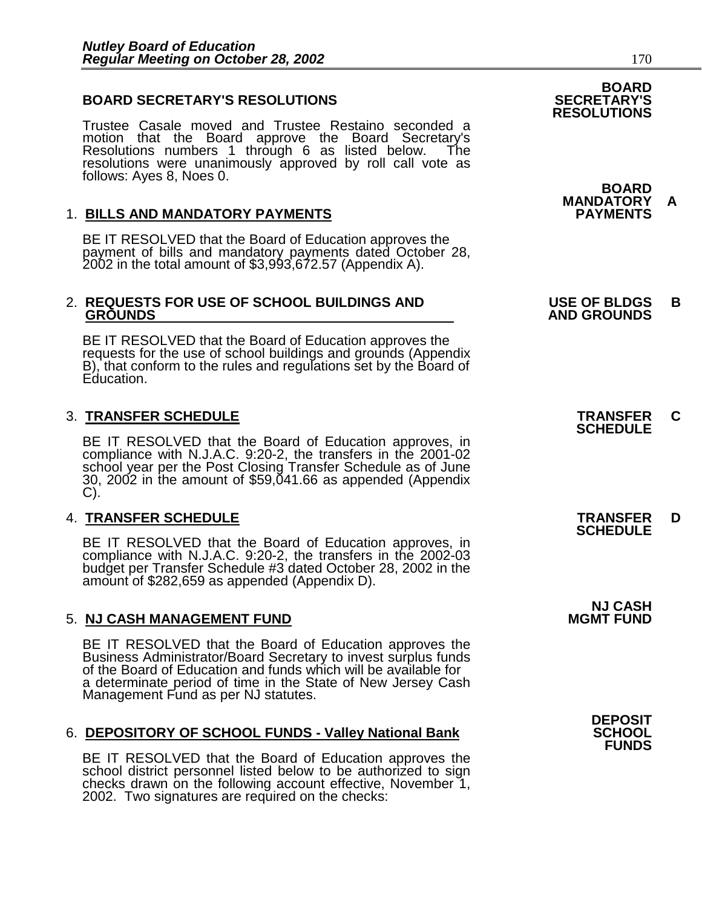## BOARD SECRETARY'S RESOLUTIONS

**BOARD SECRETARY'S RESOLUTIONS**

Trustee Casale moved and Trustee Restaino seconded a motion that the Board approve the Board Secretary's Resolutions numbers 1 through 6 as listed below. The resolutions were unanimously approved by roll call vote as follows: Ayes 8, Noes 0.

**BOARD MANDATORY PAYMENTS** **A**

1. **BILLS AND MANDATORY PAYMENTS**

   BE IT RESOLVED that the Board of Education approves the payment of bills and mandatory payments dated October 28, 2002 in the total amount of $3,993,672.57 (Appendix A).

**USE OF BLDGS AND GROUNDS** **B**

2. **REQUESTS FOR USE OF SCHOOL BUILDINGS AND GROUNDS**

   BE IT RESOLVED that the Board of Education approves the requests for the use of school buildings and grounds (Appendix B), that conform to the rules and regulations set by the Board of Education.

**TRANSFER SCHEDULE** **C**

3. **TRANSFER SCHEDULE**

   BE IT RESOLVED that the Board of Education approves, in compliance with N.J.A.C. 9:20-2, the transfers in the 2001-02 school year per the Post Closing Transfer Schedule as of June 30, 2002 in the amount of $59,041.66 as appended (Appendix C).

**TRANSFER SCHEDULE** **D**

4. **TRANSFER SCHEDULE**

   BE IT RESOLVED that the Board of Education approves, in compliance with N.J.A.C. 9:20-2, the transfers in the 2002-03 budget per Transfer Schedule #3 dated October 28, 2002 in the amount of $282,659 as appended (Appendix D).

**NJ CASH MGMT FUND**

5. **NJ CASH MANAGEMENT FUND**

   BE IT RESOLVED that the Board of Education approves the Business Administrator/Board Secretary to invest surplus funds of the Board of Education and funds which will be available for a determinate period of time in the State of New Jersey Cash Management Fund as per NJ statutes.

**DEPOSIT SCHOOL FUNDS**

6. **DEPOSITORY OF SCHOOL FUNDS - Valley National Bank**

   BE IT RESOLVED that the Board of Education approves the school district personnel listed below to be authorized to sign checks drawn on the following account effective, November 1, 2002. Two signatures are required on the checks: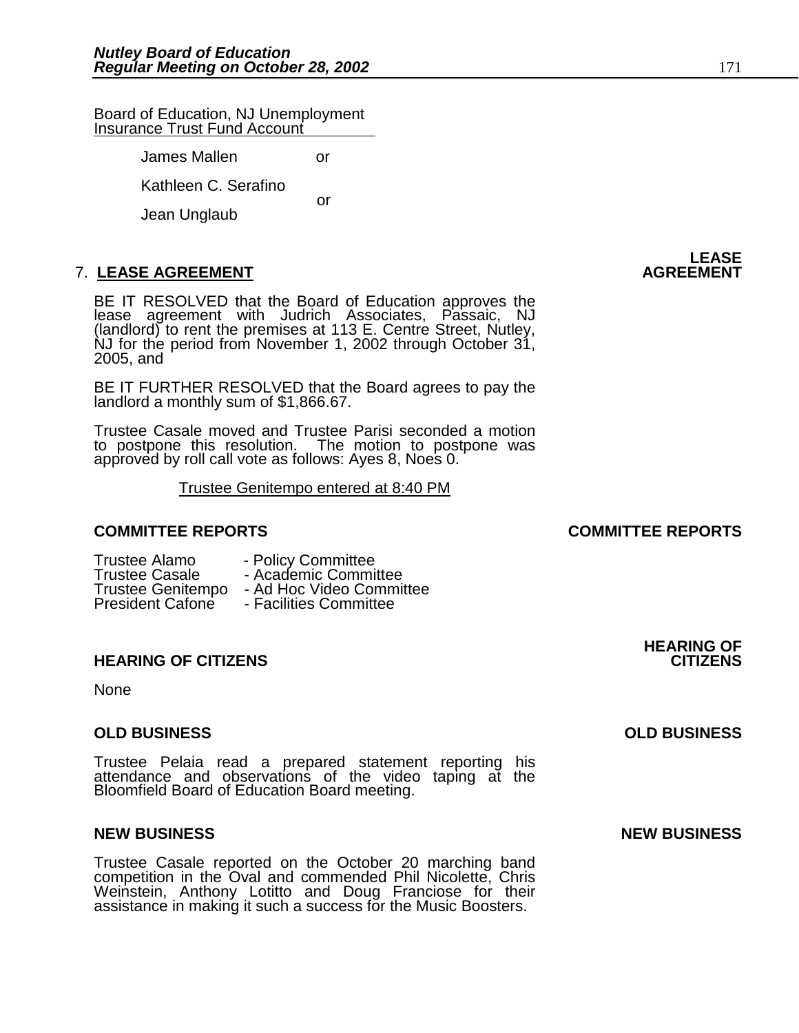Board of Education, NJ Unemployment Insurance Trust Fund Account

James Mallen or

Kathleen C. Serafino or

Jean Unglaub

## 7. LEASE AGREEMENT

**LEASE AGREEMENT**

BE IT RESOLVED that the Board of Education approves the lease agreement with Judrich Associates, Passaic, NJ (landlord) to rent the premises at 113 E. Centre Street, Nutley, NJ for the period from November 1, 2002 through October 31, 2005, and

BE IT FURTHER RESOLVED that the Board agrees to pay the landlord a monthly sum of $1,866.67.

Trustee Casale moved and Trustee Parisi seconded a motion to postpone this resolution. The motion to postpone was approved by roll call vote as follows: Ayes 8, Noes 0.

Trustee Genitempo entered at 8:40 PM

## COMMITTEE REPORTS

**COMMITTEE REPORTS**

Trustee Alamo - Policy Committee
Trustee Casale - Academic Committee
Trustee Genitempo - Ad Hoc Video Committee
President Cafone - Facilities Committee

## HEARING OF CITIZENS

**HEARING OF CITIZENS**

None

## OLD BUSINESS

**OLD BUSINESS**

Trustee Pelaia read a prepared statement reporting his attendance and observations of the video taping at the Bloomfield Board of Education Board meeting.

## NEW BUSINESS

**NEW BUSINESS**

Trustee Casale reported on the October 20 marching band competition in the Oval and commended Phil Nicolette, Chris Weinstein, Anthony Lotitto and Doug Franciose for their assistance in making it such a success for the Music Boosters.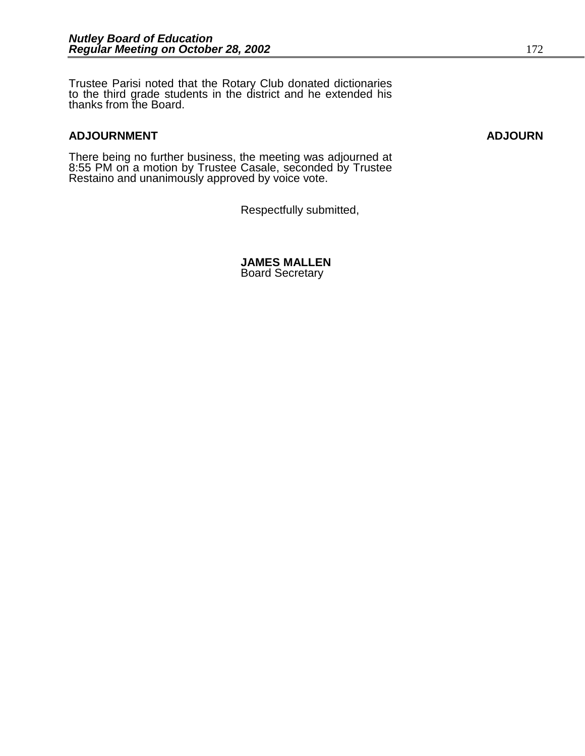Trustee Parisi noted that the Rotary Club donated dictionaries to the third grade students in the district and he extended his thanks from the Board.

**ADJOURNMENT** **ADJOURN**

There being no further business, the meeting was adjourned at 8:55 PM on a motion by Trustee Casale, seconded by Trustee Restaino and unanimously approved by voice vote.

Respectfully submitted,

**JAMES MALLEN**
Board Secretary